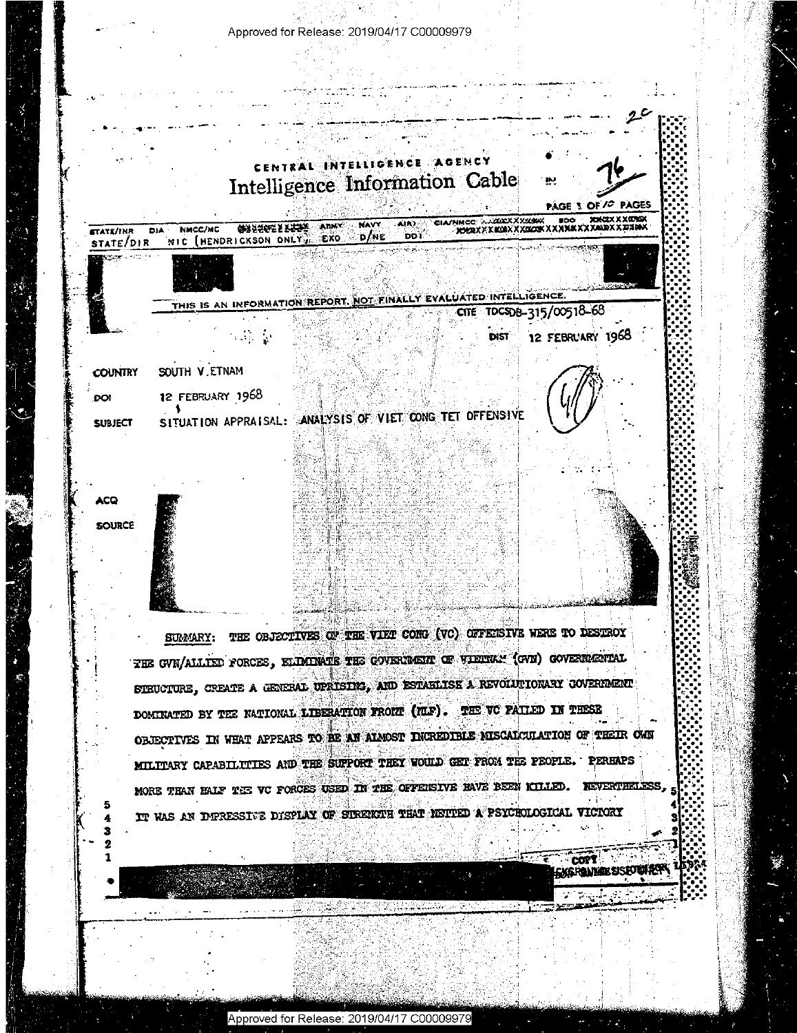CENTRAL INTELLIGENCE AGENCY

# Intelligence Information Cable

IN 76

PAGE 1 OF 10 PAGES

STATE/INR DIA NMCC/MC ARMY NAVY AIR CIA/NMCC SDO
STATE/DIR NIC (HENDRICKSON ONLY) EXO D/NE DDI

THIS IS AN INFORMATION REPORT, NOT FINALLY EVALUATED INTELLIGENCE.

CITE TDCSDB-315/00518-68

DIST 12 FEBRUARY 1968

COUNTRY SOUTH VIETNAM

DOI 12 FEBRUARY 1968

SUBJECT SITUATION APPRAISAL: ANALYSIS OF VIET CONG TET OFFENSIVE

ACQ

SOURCE

SUMMARY: THE OBJECTIVES OF THE VIET CONG (VC) OFFENSIVE WERE TO DESTROY THE GVN/ALLIED FORCES, ELIMINATE THE GOVERNMENT OF VIETNAM (GVN) GOVERNMENTAL STRUCTURE, CREATE A GENERAL UPRISING, AND ESTABLISH A REVOLUTIONARY GOVERNMENT DOMINATED BY THE NATIONAL LIBERATION FRONT (NLF). THE VC FAILED IN THESE OBJECTIVES IN WHAT APPEARS TO BE AN ALMOST INCREDIBLE MISCALCULATION OF THEIR OWN MILITARY CAPABILITIES AND THE SUPPORT THEY WOULD GET FROM THE PEOPLE. PERHAPS MORE THAN HALF THE VC FORCES USED IN THE OFFENSIVE HAVE BEEN KILLED. NEVERTHELESS, IT WAS AN IMPRESSIVE DISPLAY OF STRENGTH THAT NETTED A PSYCHOLOGICAL VICTORY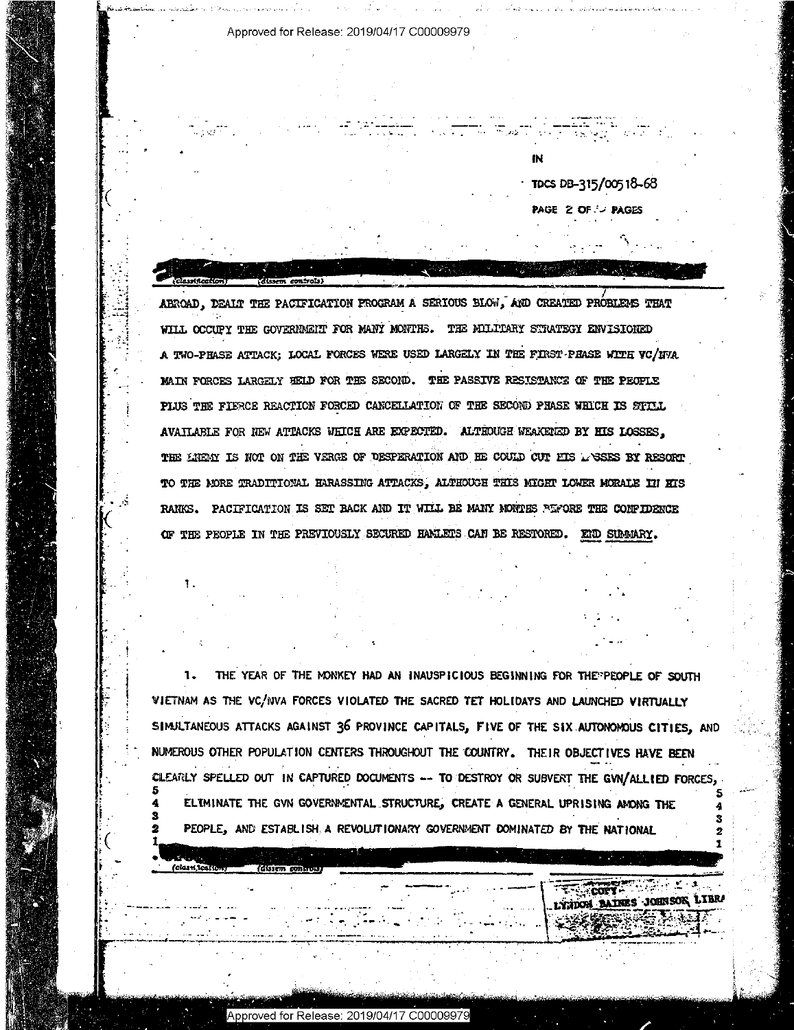IN

TDCS DB-315/00518-68

ABROAD, DEALT THE PACIFICATION PROGRAM A SERIOUS BLOW, AND CREATED PROBLEMS THAT WILL OCCUPY THE GOVERNMENT FOR MANY MONTHS. THE MILITARY STRATEGY ENVISIONED A TWO-PHASE ATTACK; LOCAL FORCES WERE USED LARGELY IN THE FIRST PHASE WITH VC/NVA MAIN FORCES LARGELY HELD FOR THE SECOND. THE PASSIVE RESISTANCE OF THE PEOPLE PLUS THE FIERCE REACTION FORCED CANCELLATION OF THE SECOND PHASE WHICH IS STILL AVAILABLE FOR NEW ATTACKS WHICH ARE EXPECTED. ALTHOUGH WEAKENED BY HIS LOSSES, THE ENEMY IS NOT ON THE VERGE OF DESPERATION AND HE COULD CUT HIS LOSSES BY RESORT TO THE MORE TRADITIONAL HARASSING ATTACKS, ALTHOUGH THIS MIGHT LOWER MORALE IN HIS RANKS. PACIFICATION IS SET BACK AND IT WILL BE MANY MONTHS BEFORE THE CONFIDENCE OF THE PEOPLE IN THE PREVIOUSLY SECURED HAMLETS CAN BE RESTORED. END SUMMARY.

1.

1. THE YEAR OF THE MONKEY HAD AN INAUSPICIOUS BEGINNING FOR THE PEOPLE OF SOUTH VIETNAM AS THE VC/NVA FORCES VIOLATED THE SACRED TET HOLIDAYS AND LAUNCHED VIRTUALLY SIMULTANEOUS ATTACKS AGAINST 36 PROVINCE CAPITALS, FIVE OF THE SIX AUTONOMOUS CITIES, AND NUMEROUS OTHER POPULATION CENTERS THROUGHOUT THE COUNTRY. THEIR OBJECTIVES HAVE BEEN CLEARLY SPELLED OUT IN CAPTURED DOCUMENTS -- TO DESTROY OR SUBVERT THE GVN/ALLIED FORCES, ELIMINATE THE GVN GOVERNMENTAL STRUCTURE, CREATE A GENERAL UPRISING AMONG THE PEOPLE, AND ESTABLISH A REVOLUTIONARY GOVERNMENT DOMINATED BY THE NATIONAL

COPY
LYNDON BAINES JOHNSON LIBRARY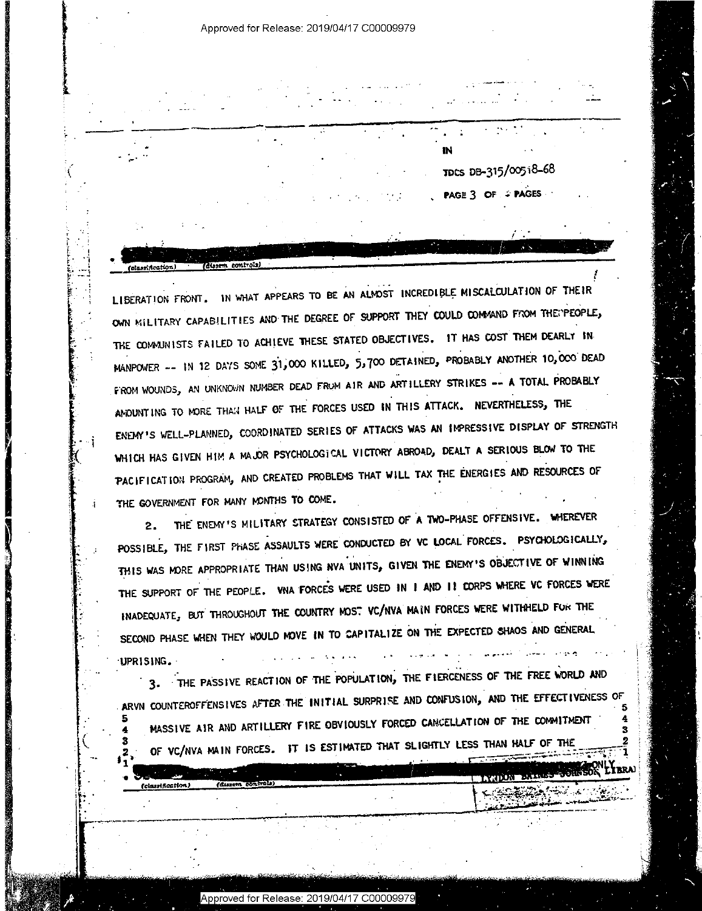IN

TDCS DB-315/00518-68

LIBERATION FRONT. IN WHAT APPEARS TO BE AN ALMOST INCREDIBLE MISCALCULATION OF THEIR OWN MILITARY CAPABILITIES AND THE DEGREE OF SUPPORT THEY COULD COMMAND FROM THE PEOPLE, THE COMMUNISTS FAILED TO ACHIEVE THESE STATED OBJECTIVES. IT HAS COST THEM DEARLY IN MANPOWER -- IN 12 DAYS SOME 31,000 KILLED, 5,700 DETAINED, PROBABLY ANOTHER 10,000 DEAD FROM WOUNDS, AN UNKNOWN NUMBER DEAD FROM AIR AND ARTILLERY STRIKES -- A TOTAL PROBABLY AMOUNTING TO MORE THAN HALF OF THE FORCES USED IN THIS ATTACK. NEVERTHELESS, THE ENEMY'S WELL-PLANNED, COORDINATED SERIES OF ATTACKS WAS AN IMPRESSIVE DISPLAY OF STRENGTH WHICH HAS GIVEN HIM A MAJOR PSYCHOLOGICAL VICTORY ABROAD, DEALT A SERIOUS BLOW TO THE PACIFICATION PROGRAM, AND CREATED PROBLEMS THAT WILL TAX THE ENERGIES AND RESOURCES OF THE GOVERNMENT FOR MANY MONTHS TO COME.

2. THE ENEMY'S MILITARY STRATEGY CONSISTED OF A TWO-PHASE OFFENSIVE. WHEREVER POSSIBLE, THE FIRST PHASE ASSAULTS WERE CONDUCTED BY VC LOCAL FORCES. PSYCHOLOGICALLY, THIS WAS MORE APPROPRIATE THAN USING NVA UNITS, GIVEN THE ENEMY'S OBJECTIVE OF WINNING THE SUPPORT OF THE PEOPLE. VNA FORCES WERE USED IN I AND II CORPS WHERE VC FORCES WERE INADEQUATE, BUT THROUGHOUT THE COUNTRY MOST VC/NVA MAIN FORCES WERE WITHHELD FOR THE SECOND PHASE WHEN THEY WOULD MOVE IN TO CAPITALIZE ON THE EXPECTED SHAOS AND GENERAL UPRISING.

3. THE PASSIVE REACTION OF THE POPULATION, THE FIERCENESS OF THE FREE WORLD AND ARVN COUNTEROFFENSIVES AFTER THE INITIAL SURPRISE AND CONFUSION, AND THE EFFECTIVENESS OF MASSIVE AIR AND ARTILLERY FIRE OBVIOUSLY FORCED CANCELLATION OF THE COMMITMENT OF VC/NVA MAIN FORCES. IT IS ESTIMATED THAT SLIGHTLY LESS THAN HALF OF THE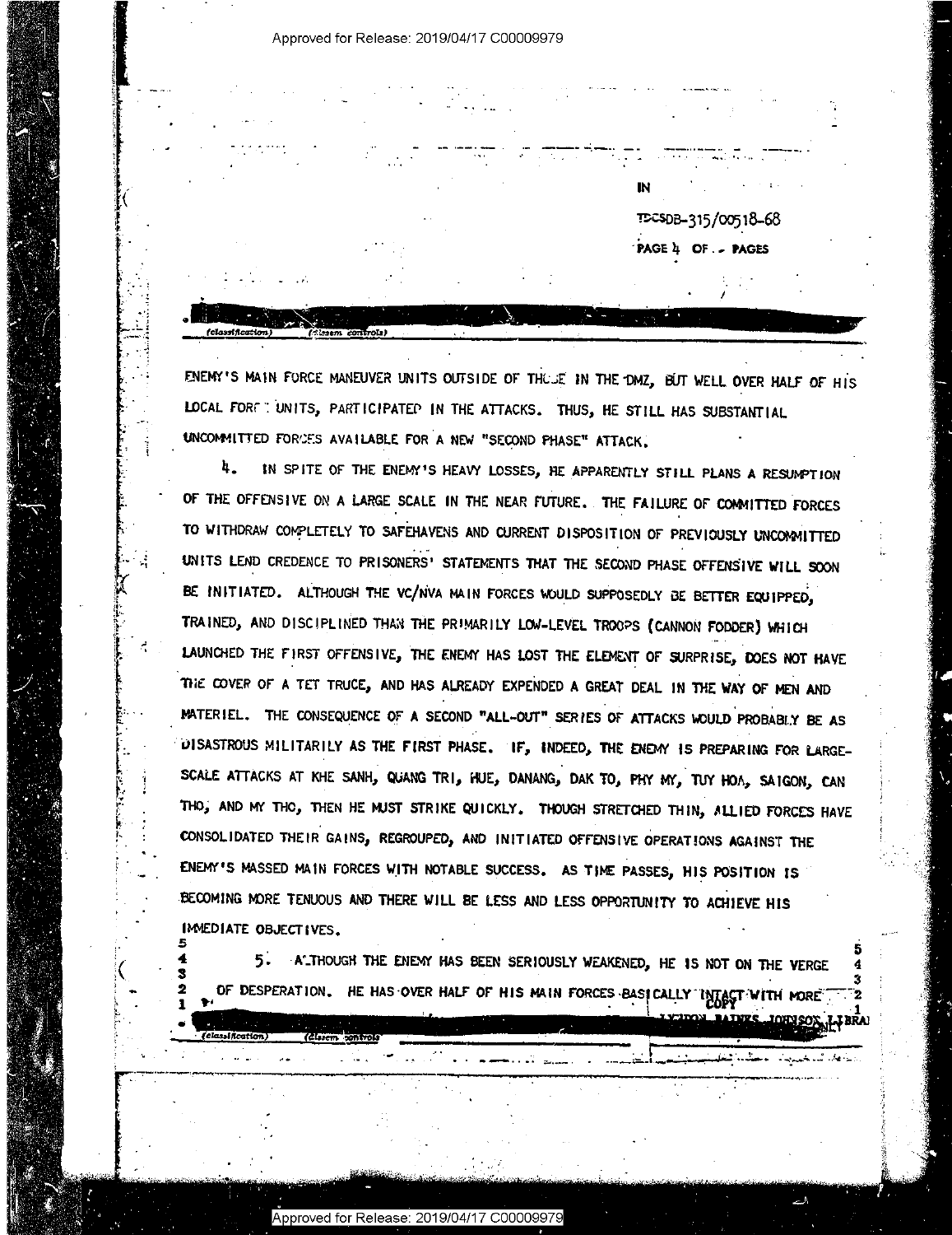IN

TDCSDB-315/00518-68

ENEMY'S MAIN FORCE MANEUVER UNITS OUTSIDE OF THOSE IN THE DMZ, BUT WELL OVER HALF OF HIS LOCAL FORCE UNITS, PARTICIPATED IN THE ATTACKS. THUS, HE STILL HAS SUBSTANTIAL UNCOMMITTED FORCES AVAILABLE FOR A NEW "SECOND PHASE" ATTACK.

4. IN SPITE OF THE ENEMY'S HEAVY LOSSES, HE APPARENTLY STILL PLANS A RESUMPTION OF THE OFFENSIVE ON A LARGE SCALE IN THE NEAR FUTURE. THE FAILURE OF COMMITTED FORCES TO WITHDRAW COMPLETELY TO SAFEHAVENS AND CURRENT DISPOSITION OF PREVIOUSLY UNCOMMITTED UNITS LEND CREDENCE TO PRISONERS' STATEMENTS THAT THE SECOND PHASE OFFENSIVE WILL SOON BE INITIATED. ALTHOUGH THE VC/NVA MAIN FORCES WOULD SUPPOSEDLY BE BETTER EQUIPPED, TRAINED, AND DISCIPLINED THAN THE PRIMARILY LOW-LEVEL TROOPS (CANNON FODDER) WHICH LAUNCHED THE FIRST OFFENSIVE, THE ENEMY HAS LOST THE ELEMENT OF SURPRISE, DOES NOT HAVE THE COVER OF A TET TRUCE, AND HAS ALREADY EXPENDED A GREAT DEAL IN THE WAY OF MEN AND MATERIEL. THE CONSEQUENCE OF A SECOND "ALL-OUT" SERIES OF ATTACKS WOULD PROBABLY BE AS DISASTROUS MILITARILY AS THE FIRST PHASE. IF, INDEED, THE ENEMY IS PREPARING FOR LARGE-SCALE ATTACKS AT KHE SANH, QUANG TRI, HUE, DANANG, DAK TO, PHY MY, TUY HOA, SAIGON, CAN THO, AND MY THO, THEN HE MUST STRIKE QUICKLY. THOUGH STRETCHED THIN, ALLIED FORCES HAVE CONSOLIDATED THEIR GAINS, REGROUPED, AND INITIATED OFFENSIVE OPERATIONS AGAINST THE ENEMY'S MASSED MAIN FORCES WITH NOTABLE SUCCESS. AS TIME PASSES, HIS POSITION IS BECOMING MORE TENUOUS AND THERE WILL BE LESS AND LESS OPPORTUNITY TO ACHIEVE HIS IMMEDIATE OBJECTIVES.

5. ALTHOUGH THE ENEMY HAS BEEN SERIOUSLY WEAKENED, HE IS NOT ON THE VERGE OF DESPERATION. HE HAS OVER HALF OF HIS MAIN FORCES BASICALLY INTACT WITH MORE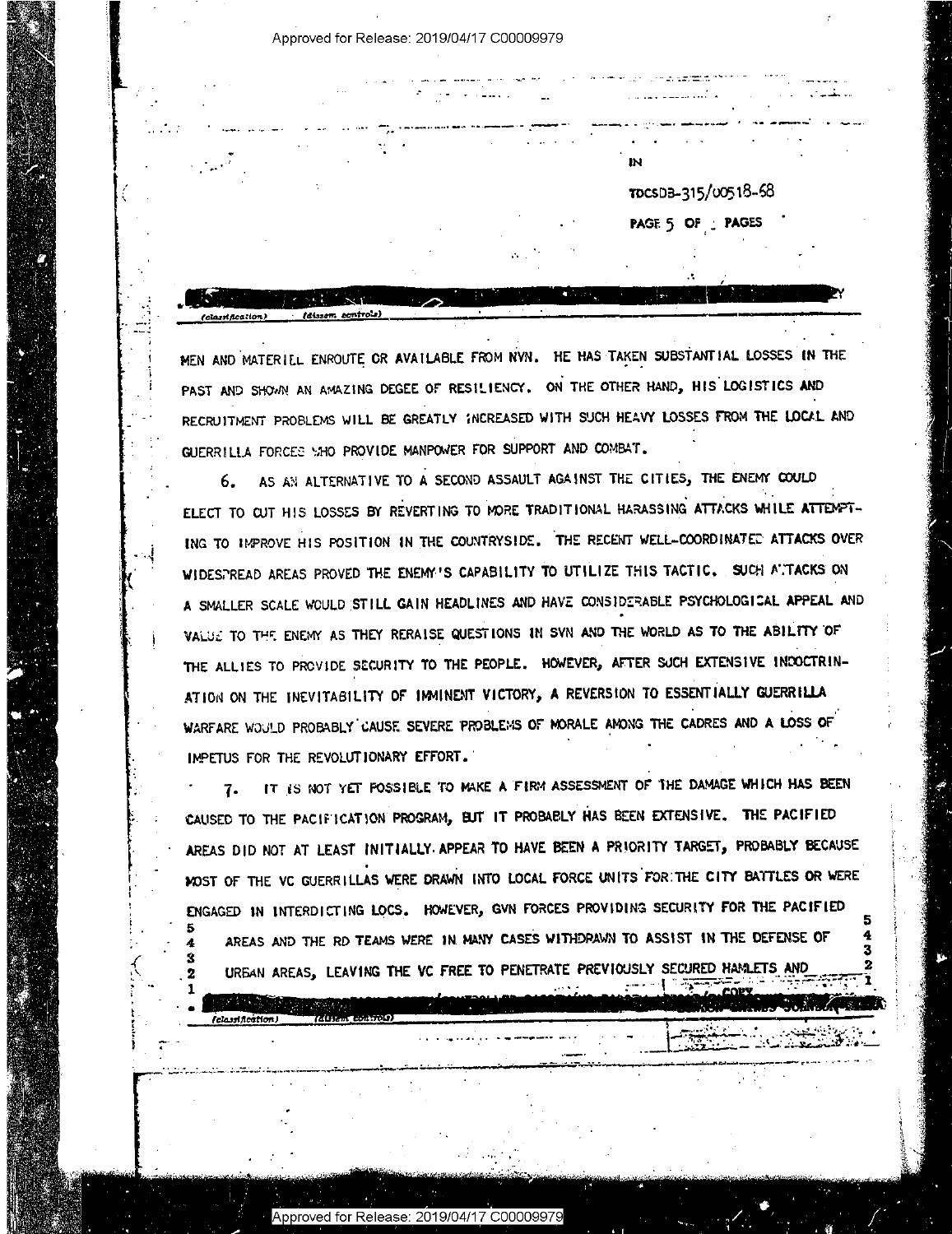MEN AND MATERIEL ENROUTE OR AVAILABLE FROM NVN. HE HAS TAKEN SUBSTANTIAL LOSSES IN THE PAST AND SHOWN AN AMAZING DEGEE OF RESILIENCY. ON THE OTHER HAND, HIS LOGISTICS AND RECRUITMENT PROBLEMS WILL BE GREATLY INCREASED WITH SUCH HEAVY LOSSES FROM THE LOCAL AND GUERRILLA FORCES WHO PROVIDE MANPOWER FOR SUPPORT AND COMBAT.

6. AS AN ALTERNATIVE TO A SECOND ASSAULT AGAINST THE CITIES, THE ENEMY COULD ELECT TO CUT HIS LOSSES BY REVERTING TO MORE TRADITIONAL HARASSING ATTACKS WHILE ATTEMPTING TO IMPROVE HIS POSITION IN THE COUNTRYSIDE. THE RECENT WELL-COORDINATED ATTACKS OVER WIDESPREAD AREAS PROVED THE ENEMY'S CAPABILITY TO UTILIZE THIS TACTIC. SUCH ATTACKS ON A SMALLER SCALE WOULD STILL GAIN HEADLINES AND HAVE CONSIDERABLE PSYCHOLOGICAL APPEAL AND VALUE TO THE ENEMY AS THEY RERAISE QUESTIONS IN SVN AND THE WORLD AS TO THE ABILITY OF THE ALLIES TO PROVIDE SECURITY TO THE PEOPLE. HOWEVER, AFTER SUCH EXTENSIVE INDOCTRINATION ON THE INEVITABILITY OF IMMINENT VICTORY, A REVERSION TO ESSENTIALLY GUERRILLA WARFARE WOULD PROBABLY CAUSE SEVERE PROBLEMS OF MORALE AMONG THE CADRES AND A LOSS OF IMPETUS FOR THE REVOLUTIONARY EFFORT.

7. IT IS NOT YET POSSIBLE TO MAKE A FIRM ASSESSMENT OF THE DAMAGE WHICH HAS BEEN CAUSED TO THE PACIFICATION PROGRAM, BUT IT PROBABLY HAS BEEN EXTENSIVE. THE PACIFIED AREAS DID NOT AT LEAST INITIALLY APPEAR TO HAVE BEEN A PRIORITY TARGET, PROBABLY BECAUSE MOST OF THE VC GUERRILLAS WERE DRAWN INTO LOCAL FORCE UNITS FOR THE CITY BATTLES OR WERE ENGAGED IN INTERDICTING LOCS. HOWEVER, GVN FORCES PROVIDING SECURITY FOR THE PACIFIED AREAS AND THE RD TEAMS WERE IN MANY CASES WITHDRAWN TO ASSIST IN THE DEFENSE OF URBAN AREAS, LEAVING THE VC FREE TO PENETRATE PREVIOUSLY SECURED HAMLETS AND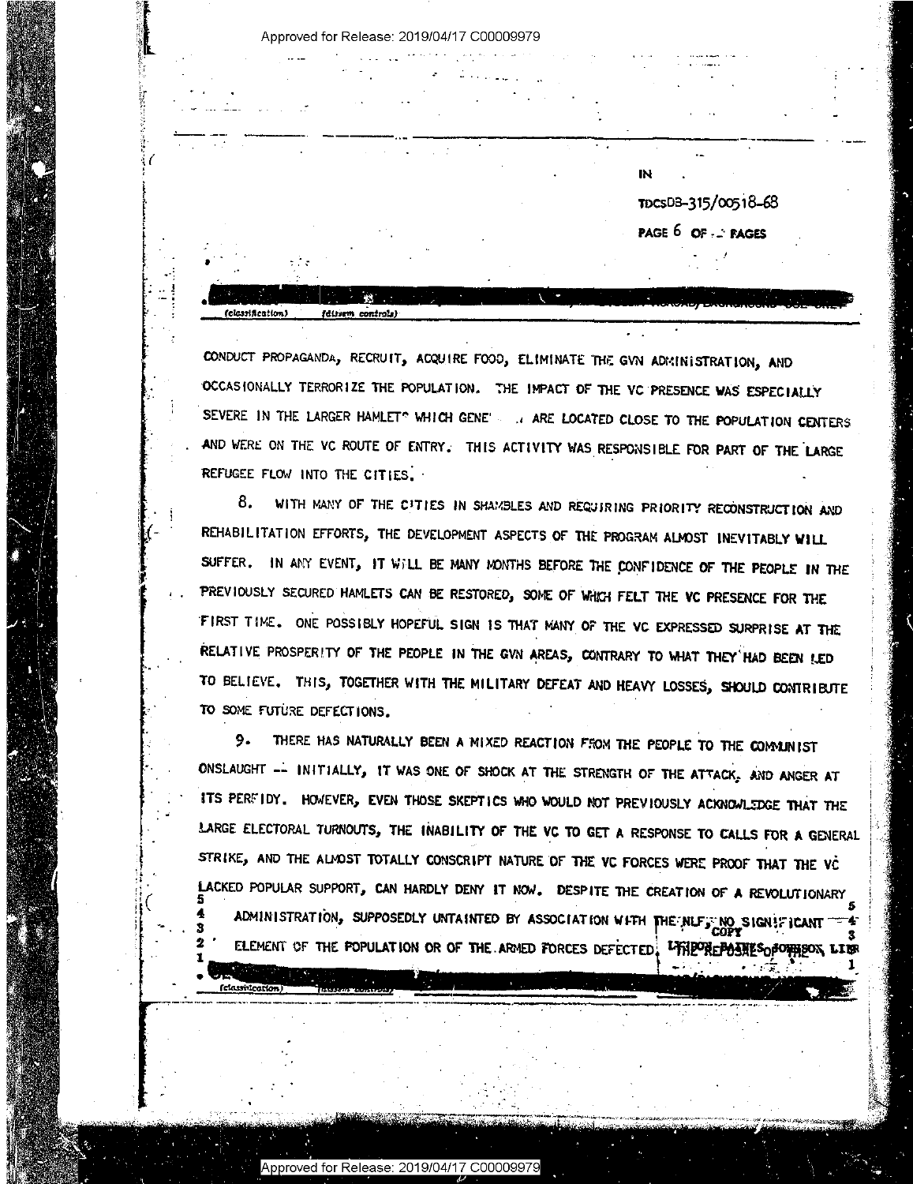CONDUCT PROPAGANDA, RECRUIT, ACQUIRE FOOD, ELIMINATE THE GVN ADMINISTRATION, AND OCCASIONALLY TERRORIZE THE POPULATION. THE IMPACT OF THE VC PRESENCE WAS ESPECIALLY SEVERE IN THE LARGER HAMLETS WHICH GENERALLY ARE LOCATED CLOSE TO THE POPULATION CENTERS AND WERE ON THE VC ROUTE OF ENTRY. THIS ACTIVITY WAS RESPONSIBLE FOR PART OF THE LARGE REFUGEE FLOW INTO THE CITIES.

8. WITH MANY OF THE CITIES IN SHAMBLES AND REQUIRING PRIORITY RECONSTRUCTION AND REHABILITATION EFFORTS, THE DEVELOPMENT ASPECTS OF THE PROGRAM ALMOST INEVITABLY WILL SUFFER. IN ANY EVENT, IT WILL BE MANY MONTHS BEFORE THE CONFIDENCE OF THE PEOPLE IN THE PREVIOUSLY SECURED HAMLETS CAN BE RESTORED, SOME OF WHICH FELT THE VC PRESENCE FOR THE FIRST TIME. ONE POSSIBLY HOPEFUL SIGN IS THAT MANY OF THE VC EXPRESSED SURPRISE AT THE RELATIVE PROSPERITY OF THE PEOPLE IN THE GVN AREAS, CONTRARY TO WHAT THEY HAD BEEN LED TO BELIEVE. THIS, TOGETHER WITH THE MILITARY DEFEAT AND HEAVY LOSSES, SHOULD CONTRIBUTE TO SOME FUTURE DEFECTIONS.

9. THERE HAS NATURALLY BEEN A MIXED REACTION FROM THE PEOPLE TO THE COMMUNIST ONSLAUGHT -- INITIALLY, IT WAS ONE OF SHOCK AT THE STRENGTH OF THE ATTACK, AND ANGER AT ITS PERFIDY. HOWEVER, EVEN THOSE SKEPTICS WHO WOULD NOT PREVIOUSLY ACKNOWLEDGE THAT THE LARGE ELECTORAL TURNOUTS, THE INABILITY OF THE VC TO GET A RESPONSE TO CALLS FOR A GENERAL STRIKE, AND THE ALMOST TOTALLY CONSCRIPT NATURE OF THE VC FORCES WERE PROOF THAT THE VC LACKED POPULAR SUPPORT, CAN HARDLY DENY IT NOW. DESPITE THE CREATION OF A REVOLUTIONARY ADMINISTRATION, SUPPOSEDLY UNTAINTED BY ASSOCIATION WITH THE NLF, NO SIGNIFICANT ELEMENT OF THE POPULATION OR OF THE ARMED FORCES DEFECTED.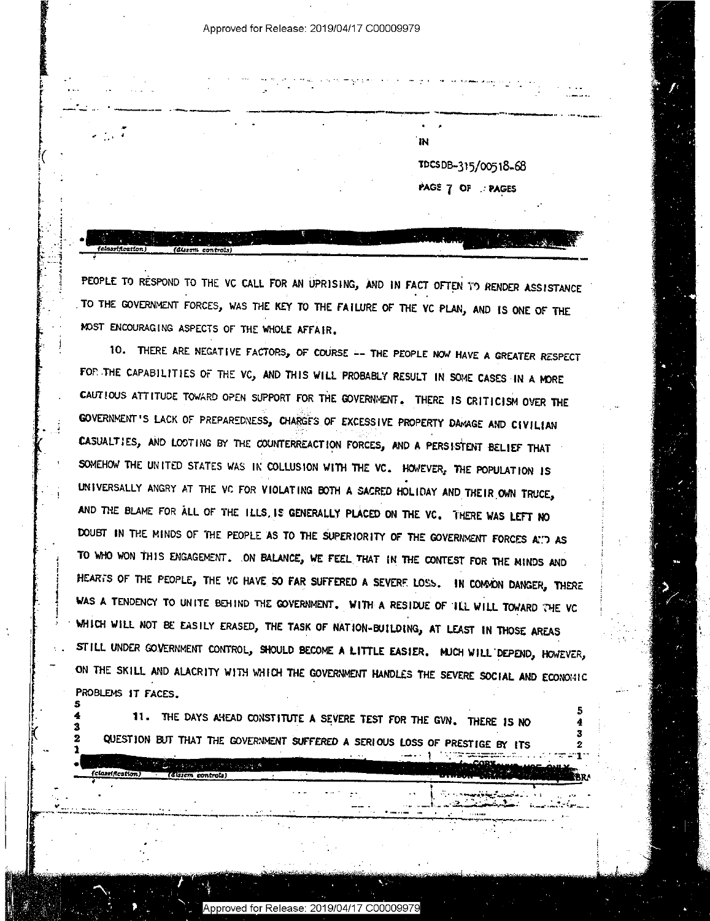IN

TDCSDB-315/00518-68

PAGE 7 OF PAGES

(classification) (dissem controls)

PEOPLE TO RESPOND TO THE VC CALL FOR AN UPRISING, AND IN FACT OFTEN TO RENDER ASSISTANCE TO THE GOVERNMENT FORCES, WAS THE KEY TO THE FAILURE OF THE VC PLAN, AND IS ONE OF THE MOST ENCOURAGING ASPECTS OF THE WHOLE AFFAIR.

10. THERE ARE NEGATIVE FACTORS, OF COURSE -- THE PEOPLE NOW HAVE A GREATER RESPECT FOR THE CAPABILITIES OF THE VC, AND THIS WILL PROBABLY RESULT IN SOME CASES IN A MORE CAUTIOUS ATTITUDE TOWARD OPEN SUPPORT FOR THE GOVERNMENT. THERE IS CRITICISM OVER THE GOVERNMENT'S LACK OF PREPAREDNESS, CHARGES OF EXCESSIVE PROPERTY DAMAGE AND CIVILIAN CASUALTIES, AND LOOTING BY THE COUNTERREACTION FORCES, AND A PERSISTENT BELIEF THAT SOMEHOW THE UNITED STATES WAS IN COLLUSION WITH THE VC. HOWEVER, THE POPULATION IS UNIVERSALLY ANGRY AT THE VC FOR VIOLATING BOTH A SACRED HOLIDAY AND THEIR OWN TRUCE, AND THE BLAME FOR ALL OF THE ILLS IS GENERALLY PLACED ON THE VC. THERE WAS LEFT NO DOUBT IN THE MINDS OF THE PEOPLE AS TO THE SUPERIORITY OF THE GOVERNMENT FORCES AND AS TO WHO WON THIS ENGAGEMENT. ON BALANCE, WE FEEL THAT IN THE CONTEST FOR THE MINDS AND HEARTS OF THE PEOPLE, THE VC HAVE SO FAR SUFFERED A SEVERE LOSS. IN COMMON DANGER, THERE WAS A TENDENCY TO UNITE BEHIND THE GOVERNMENT. WITH A RESIDUE OF ILL WILL TOWARD THE VC WHICH WILL NOT BE EASILY ERASED, THE TASK OF NATION-BUILDING, AT LEAST IN THOSE AREAS STILL UNDER GOVERNMENT CONTROL, SHOULD BECOME A LITTLE EASIER. MUCH WILL DEPEND, HOWEVER, ON THE SKILL AND ALACRITY WITH WHICH THE GOVERNMENT HANDLES THE SEVERE SOCIAL AND ECONOMIC PROBLEMS IT FACES.

11. THE DAYS AHEAD CONSTITUTE A SEVERE TEST FOR THE GVN. THERE IS NO QUESTION BUT THAT THE GOVERNMENT SUFFERED A SERIOUS LOSS OF PRESTIGE BY ITS

(classification) (dissem controls)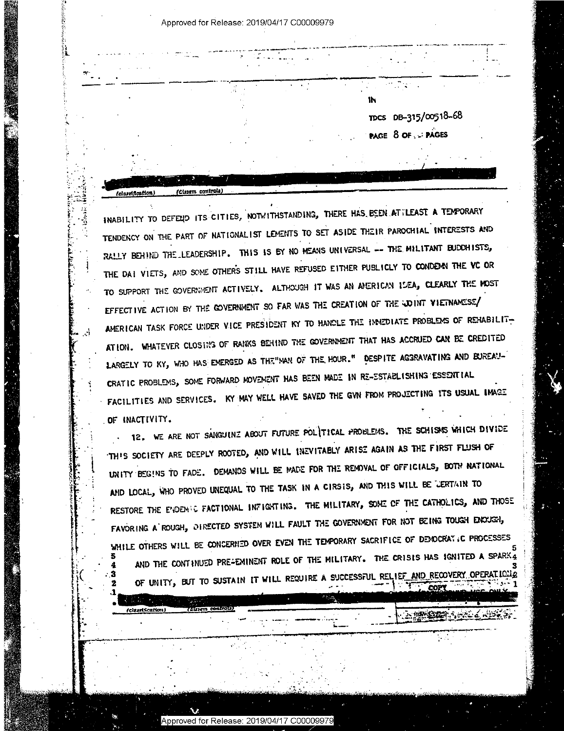IN

TDCS DB-315/00518-68

INABILITY TO DEFEND ITS CITIES, NOTWITHSTANDING, THERE HAS BEEN AT LEAST A TEMPORARY TENDENCY ON THE PART OF NATIONALIST LEMENTS TO SET ASIDE THEIR PAROCHIAL INTERESTS AND RALLY BEHIND THE LEADERSHIP. THIS IS BY NO MEANS UNIVERSAL -- THE MILITANT BUDDHISTS, THE DAI VIETS, AND SOME OTHERS STILL HAVE REFUSED EITHER PUBLICLY TO CONDEMN THE VC OR TO SUPPORT THE GOVERNMENT ACTIVELY. ALTHOUGH IT WAS AN AMERICAN IDEA, CLEARLY THE MOST EFFECTIVE ACTION BY THE GOVERNMENT SO FAR WAS THE CREATION OF THE JOINT VIETNAMESE/AMERICAN TASK FORCE UNDER VICE PRESIDENT KY TO HANDLE THE IMMEDIATE PROBLEMS OF REHABILITATION. WHATEVER CLOSING OF RANKS BEHIND THE GOVERNMENT THAT HAS ACCRUED CAN BE CREDITED LARGELY TO KY, WHO HAS EMERGED AS THE "MAN OF THE HOUR." DESPITE AGGRAVATING AND BUREAUCRATIC PROBLEMS, SOME FORWARD MOVEMENT HAS BEEN MADE IN RE-ESTABLISHING ESSENTIAL FACILITIES AND SERVICES. KY MAY WELL HAVE SAVED THE GVN FROM PROJECTING ITS USUAL IMAGE OF INACTIVITY.

12. WE ARE NOT SANGUINE ABOUT FUTURE POLITICAL PROBLEMS. THE SCHISMS WHICH DIVIDE THIS SOCIETY ARE DEEPLY ROOTED, AND WILL INEVITABLY ARISE AGAIN AS THE FIRST FLUSH OF UNITY BEGINS TO FADE. DEMANDS WILL BE MADE FOR THE REMOVAL OF OFFICIALS, BOTH NATIONAL AND LOCAL, WHO PROVED UNEQUAL TO THE TASK IN A CIRSIS, AND THIS WILL BE CERTAIN TO RESTORE THE ENDEMIC FACTIONAL INFIGHTING. THE MILITARY, SOME OF THE CATHOLICS, AND THOSE FAVORING A ROUGH, DIRECTED SYSTEM WILL FAULT THE GOVERNMENT FOR NOT BEING TOUGH ENOUGH, WHILE OTHERS WILL BE CONCERNED OVER EVEN THE TEMPORARY SACRIFICE OF DEMOCRATIC PROCESSES AND THE CONTINUED PRE-EMINENT ROLE OF THE MILITARY. THE CRISIS HAS IGNITED A SPARK OF UNITY, BUT TO SUSTAIN IT WILL REQUIRE A SUCCESSFUL RELIEF AND RECOVERY OPERATION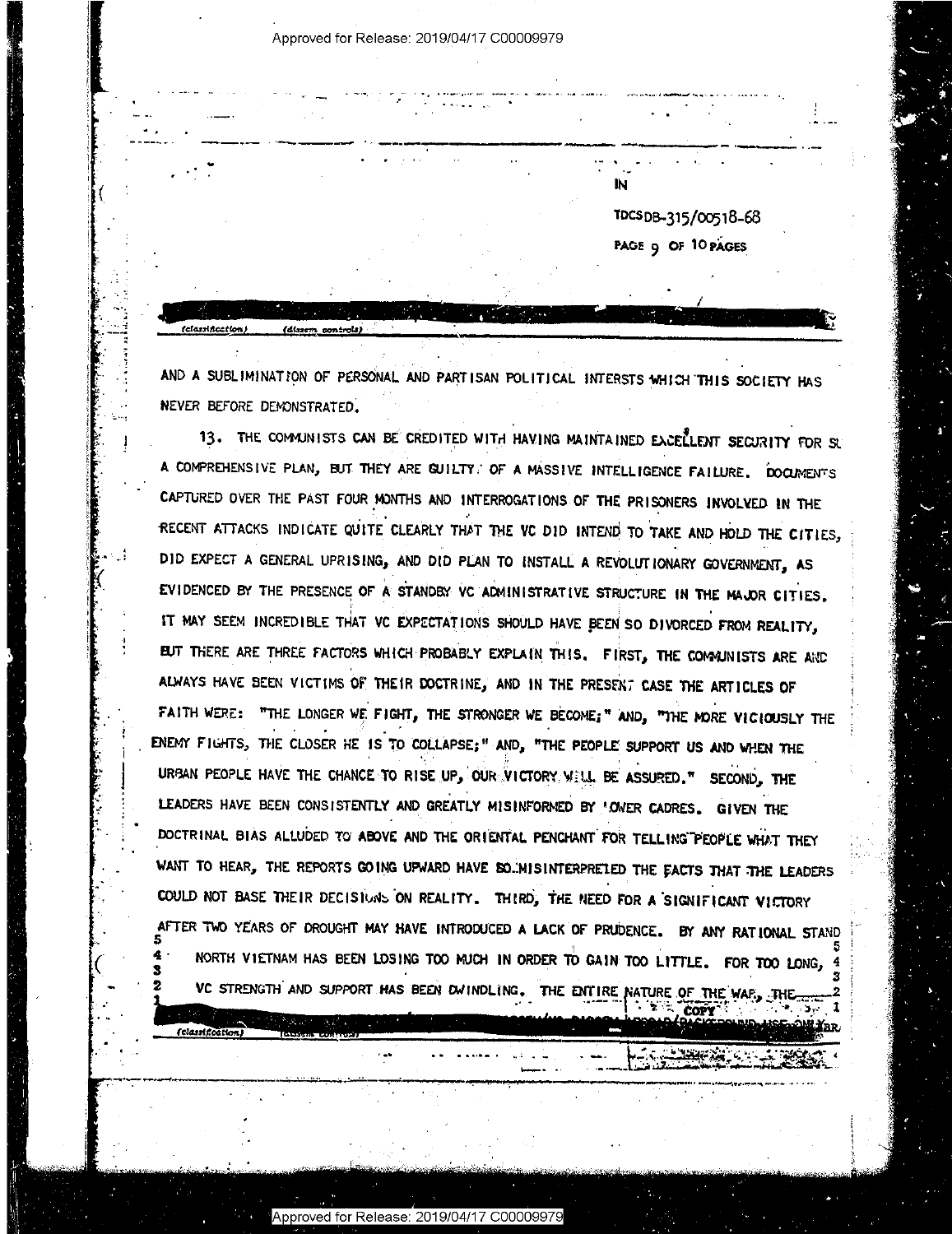AND A SUBLIMINATION OF PERSONAL AND PARTISAN POLITICAL INTERSTS WHICH THIS SOCIETY HAS NEVER BEFORE DEMONSTRATED.

13. THE COMMUNISTS CAN BE CREDITED WITH HAVING MAINTAINED EXCELLENT SECURITY FOR SU A COMPREHENSIVE PLAN, BUT THEY ARE GUILTY OF A MASSIVE INTELLIGENCE FAILURE. DOCUMENTS CAPTURED OVER THE PAST FOUR MONTHS AND INTERROGATIONS OF THE PRISONERS INVOLVED IN THE RECENT ATTACKS INDICATE QUITE CLEARLY THAT THE VC DID INTEND TO TAKE AND HOLD THE CITIES, DID EXPECT A GENERAL UPRISING, AND DID PLAN TO INSTALL A REVOLUTIONARY GOVERNMENT, AS EVIDENCED BY THE PRESENCE OF A STANDBY VC ADMINISTRATIVE STRUCTURE IN THE MAJOR CITIES. IT MAY SEEM INCREDIBLE THAT VC EXPECTATIONS SHOULD HAVE BEEN SO DIVORCED FROM REALITY, BUT THERE ARE THREE FACTORS WHICH PROBABLY EXPLAIN THIS. FIRST, THE COMMUNISTS ARE AND ALWAYS HAVE BEEN VICTIMS OF THEIR DOCTRINE, AND IN THE PRESENT CASE THE ARTICLES OF FAITH WERE: "THE LONGER WE FIGHT, THE STRONGER WE BECOME;" AND, "THE MORE VICIOUSLY THE ENEMY FIGHTS, THE CLOSER HE IS TO COLLAPSE;" AND, "THE PEOPLE SUPPORT US AND WHEN THE URBAN PEOPLE HAVE THE CHANCE TO RISE UP, OUR VICTORY WILL BE ASSURED." SECOND, THE LEADERS HAVE BEEN CONSISTENTLY AND GREATLY MISINFORMED BY LOWER CADRES. GIVEN THE DOCTRINAL BIAS ALLUDED TO ABOVE AND THE ORIENTAL PENCHANT FOR TELLING PEOPLE WHAT THEY WANT TO HEAR, THE REPORTS GOING UPWARD HAVE SO MISINTERPRETED THE FACTS THAT THE LEADERS COULD NOT BASE THEIR DECISIONS ON REALITY. THIRD, THE NEED FOR A SIGNIFICANT VICTORY AFTER TWO YEARS OF DROUGHT MAY HAVE INTRODUCED A LACK OF PRUDENCE. BY ANY RATIONAL STAND NORTH VIETNAM HAS BEEN LOSING TOO MUCH IN ORDER TO GAIN TOO LITTLE. FOR TOO LONG, VC STRENGTH AND SUPPORT HAS BEEN DWINDLING. THE ENTIRE NATURE OF THE WAR, THE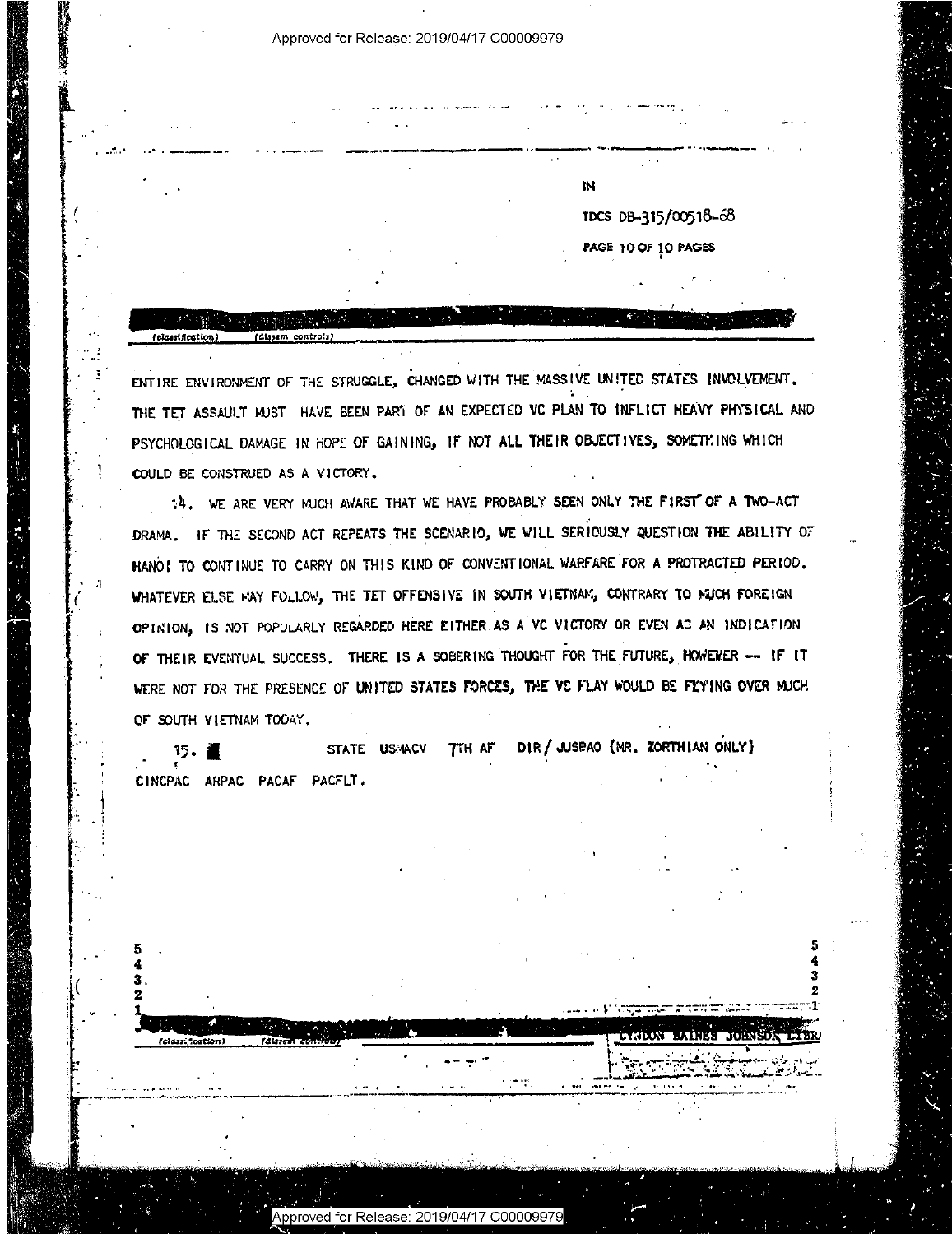IN

TDCS DB-315/00518-68

ENTIRE ENVIRONMENT OF THE STRUGGLE, CHANGED WITH THE MASSIVE UNITED STATES INVOLVEMENT. THE TET ASSAULT MUST HAVE BEEN PART OF AN EXPECTED VC PLAN TO INFLICT HEAVY PHYSICAL AND PSYCHOLOGICAL DAMAGE IN HOPE OF GAINING, IF NOT ALL THEIR OBJECTIVES, SOMETHING WHICH COULD BE CONSTRUED AS A VICTORY.

14. WE ARE VERY MUCH AWARE THAT WE HAVE PROBABLY SEEN ONLY THE FIRST OF A TWO-ACT DRAMA. IF THE SECOND ACT REPEATS THE SCENARIO, WE WILL SERIOUSLY QUESTION THE ABILITY OF HANOI TO CONTINUE TO CARRY ON THIS KIND OF CONVENTIONAL WARFARE FOR A PROTRACTED PERIOD. WHATEVER ELSE MAY FOLLOW, THE TET OFFENSIVE IN SOUTH VIETNAM, CONTRARY TO MUCH FOREIGN OPINION, IS NOT POPULARLY REGARDED HERE EITHER AS A VC VICTORY OR EVEN AS AN INDICATION OF THEIR EVENTUAL SUCCESS. THERE IS A SOBERING THOUGHT FOR THE FUTURE, HOWEVER -- IF IT WERE NOT FOR THE PRESENCE OF UNITED STATES FORCES, THE VC FLAY WOULD BE FLYING OVER MUCH OF SOUTH VIETNAM TODAY.

15. ▇ STATE USMACV 7TH AF DIR/JUSPAO (MR. ZORTHIAN ONLY) CINCPAC ARPAC PACAF PACFLT.